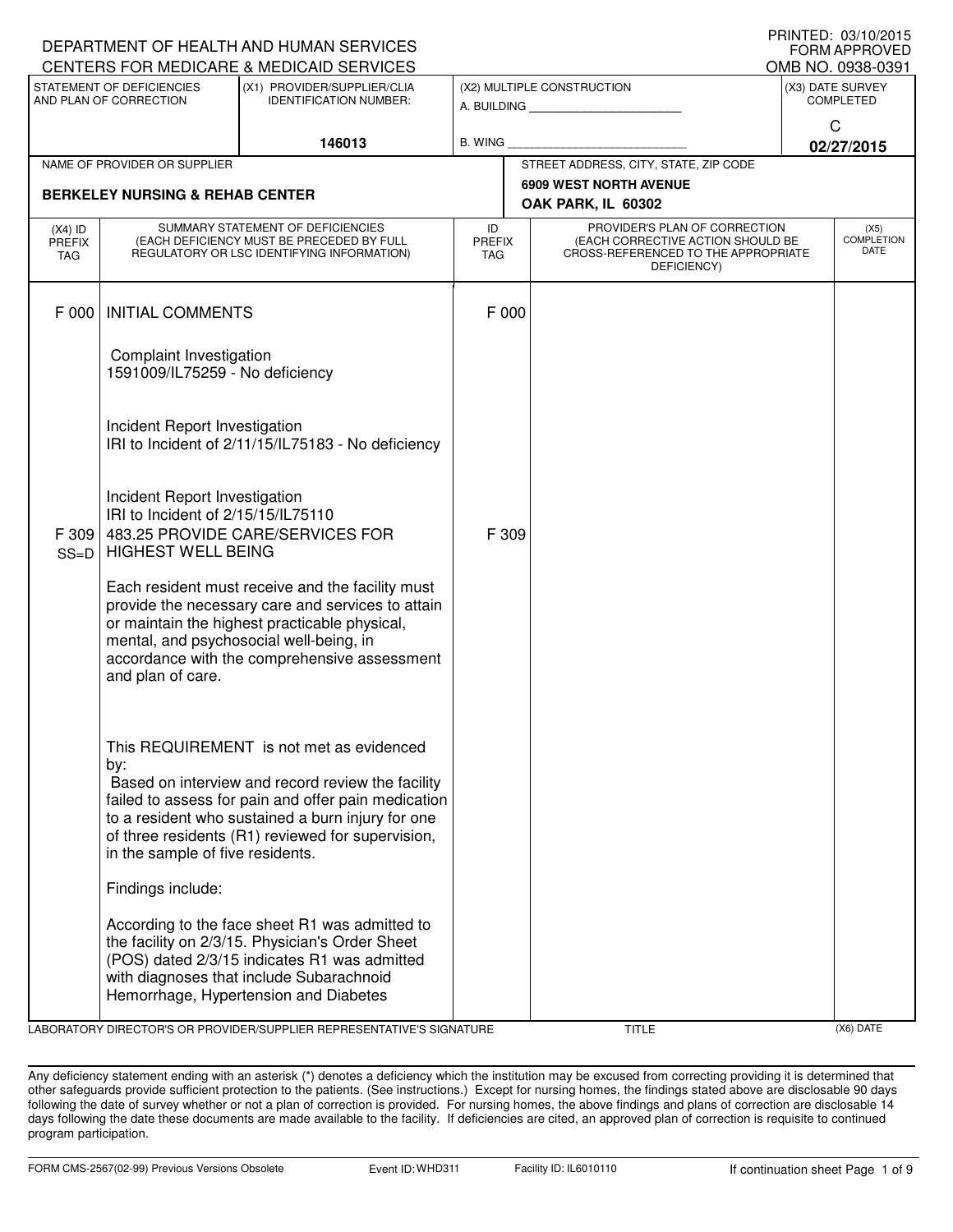DEPARTMENT OF HEALTH AND HUMAN SERVICES
CENTERS FOR MEDICARE & MEDICAID SERVICES

PRINTED: 03/10/2015
FORM APPROVED
OMB NO. 0938-0391

| STATEMENT OF DEFICIENCIES AND PLAN OF CORRECTION | (X1) PROVIDER/SUPPLIER/CLIA IDENTIFICATION NUMBER: | (X2) MULTIPLE CONSTRUCTION | (X3) DATE SURVEY COMPLETED |
|---|---|---|---|
| | 146013 | A. BUILDING ________ B. WING ________ | C 02/27/2015 |

| NAME OF PROVIDER OR SUPPLIER | STREET ADDRESS, CITY, STATE, ZIP CODE |
|---|---|
| BERKELEY NURSING & REHAB CENTER | 6909 WEST NORTH AVENUE OAK PARK, IL 60302 |

| (X4) ID PREFIX TAG | SUMMARY STATEMENT OF DEFICIENCIES (EACH DEFICIENCY MUST BE PRECEDED BY FULL REGULATORY OR LSC IDENTIFYING INFORMATION) | ID PREFIX TAG | PROVIDER'S PLAN OF CORRECTION (EACH CORRECTIVE ACTION SHOULD BE CROSS-REFERENCED TO THE APPROPRIATE DEFICIENCY) | (X5) COMPLETION DATE |
|---|---|---|---|---|
| F 000 | INITIAL COMMENTS | F 000 | | |

Complaint Investigation
1591009/IL75259 - No deficiency

Incident Report Investigation
IRI to Incident of 2/11/15/IL75183 - No deficiency

Incident Report Investigation
IRI to Incident of 2/15/15/IL75110

| (X4) ID PREFIX TAG | SUMMARY STATEMENT OF DEFICIENCIES | ID PREFIX TAG | PROVIDER'S PLAN OF CORRECTION | (X5) COMPLETION DATE |
|---|---|---|---|---|
| F 309 SS=D | 483.25 PROVIDE CARE/SERVICES FOR HIGHEST WELL BEING | F 309 | | |

Each resident must receive and the facility must provide the necessary care and services to attain or maintain the highest practicable physical, mental, and psychosocial well-being, in accordance with the comprehensive assessment and plan of care.

This REQUIREMENT is not met as evidenced by:
Based on interview and record review the facility failed to assess for pain and offer pain medication to a resident who sustained a burn injury for one of three residents (R1) reviewed for supervision, in the sample of five residents.

Findings include:

According to the face sheet R1 was admitted to the facility on 2/3/15. Physician's Order Sheet (POS) dated 2/3/15 indicates R1 was admitted with diagnoses that include Subarachnoid Hemorrhage, Hypertension and Diabetes

LABORATORY DIRECTOR'S OR PROVIDER/SUPPLIER REPRESENTATIVE'S SIGNATURE | TITLE | (X6) DATE

Any deficiency statement ending with an asterisk (*) denotes a deficiency which the institution may be excused from correcting providing it is determined that other safeguards provide sufficient protection to the patients. (See instructions.) Except for nursing homes, the findings stated above are disclosable 90 days following the date of survey whether or not a plan of correction is provided. For nursing homes, the above findings and plans of correction are disclosable 14 days following the date these documents are made available to the facility. If deficiencies are cited, an approved plan of correction is requisite to continued program participation.

FORM CMS-2567(02-99) Previous Versions Obsolete | Event ID: WHD311 | Facility ID: IL6010110 | If continuation sheet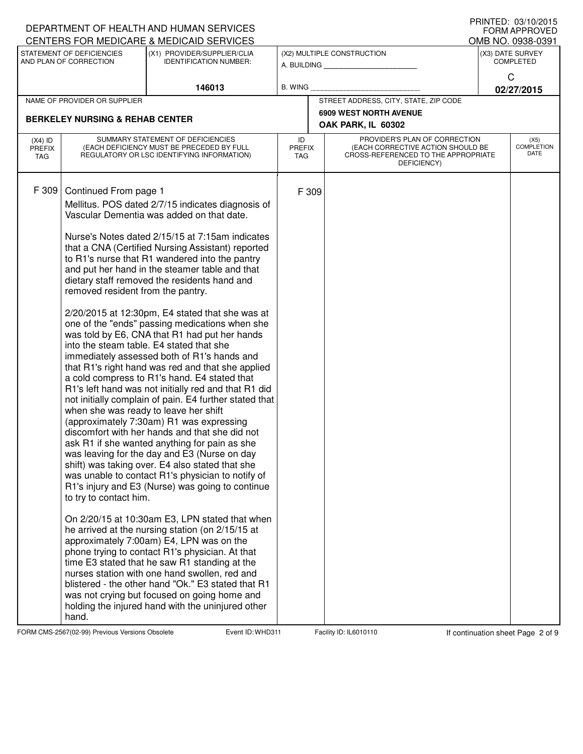DEPARTMENT OF HEALTH AND HUMAN SERVICES
CENTERS FOR MEDICARE & MEDICAID SERVICES

PRINTED: 03/10/2015
FORM APPROVED
OMB NO. 0938-0391

| STATEMENT OF DEFICIENCIES AND PLAN OF CORRECTION | (X1) PROVIDER/SUPPLIER/CLIA IDENTIFICATION NUMBER: | (X2) MULTIPLE CONSTRUCTION | (X3) DATE SURVEY COMPLETED |
|---|---|---|---|
| | 146013 | A. BUILDING ______ B. WING ______ | C 02/27/2015 |

| NAME OF PROVIDER OR SUPPLIER | STREET ADDRESS, CITY, STATE, ZIP CODE |
|---|---|
| BERKELEY NURSING & REHAB CENTER | 6909 WEST NORTH AVENUE OAK PARK, IL 60302 |

| (X4) ID PREFIX TAG | SUMMARY STATEMENT OF DEFICIENCIES (EACH DEFICIENCY MUST BE PRECEDED BY FULL REGULATORY OR LSC IDENTIFYING INFORMATION) | ID PREFIX TAG | PROVIDER'S PLAN OF CORRECTION (EACH CORRECTIVE ACTION SHOULD BE CROSS-REFERENCED TO THE APPROPRIATE DEFICIENCY) | (X5) COMPLETION DATE |
|---|---|---|---|---|
| F 309 | Continued From page 1 | F 309 | | |

Mellitus. POS dated 2/7/15 indicates diagnosis of Vascular Dementia was added on that date.

Nurse's Notes dated 2/15/15 at 7:15am indicates that a CNA (Certified Nursing Assistant) reported to R1's nurse that R1 wandered into the pantry and put her hand in the steamer table and that dietary staff removed the residents hand and removed resident from the pantry.

2/20/2015 at 12:30pm, E4 stated that she was at one of the "ends" passing medications when she was told by E6, CNA that R1 had put her hands into the steam table. E4 stated that she immediately assessed both of R1's hands and that R1's right hand was red and that she applied a cold compress to R1's hand. E4 stated that R1's left hand was not initially red and that R1 did not initially complain of pain. E4 further stated that when she was ready to leave her shift (approximately 7:30am) R1 was expressing discomfort with her hands and that she did not ask R1 if she wanted anything for pain as she was leaving for the day and E3 (Nurse on day shift) was taking over. E4 also stated that she was unable to contact R1's physician to notify of R1's injury and E3 (Nurse) was going to continue to try to contact him.

On 2/20/15 at 10:30am E3, LPN stated that when he arrived at the nursing station (on 2/15/15 at approximately 7:00am) E4, LPN was on the phone trying to contact R1's physician. At that time E3 stated that he saw R1 standing at the nurses station with one hand swollen, red and blistered - the other hand "Ok." E3 stated that R1 was not crying but focused on going home and holding the injured hand with the uninjured other hand.

FORM CMS-2567(02-99) Previous Versions Obsolete    Event ID: WHD311    Facility ID: IL6010110    If continuation sheet Page 2 of 9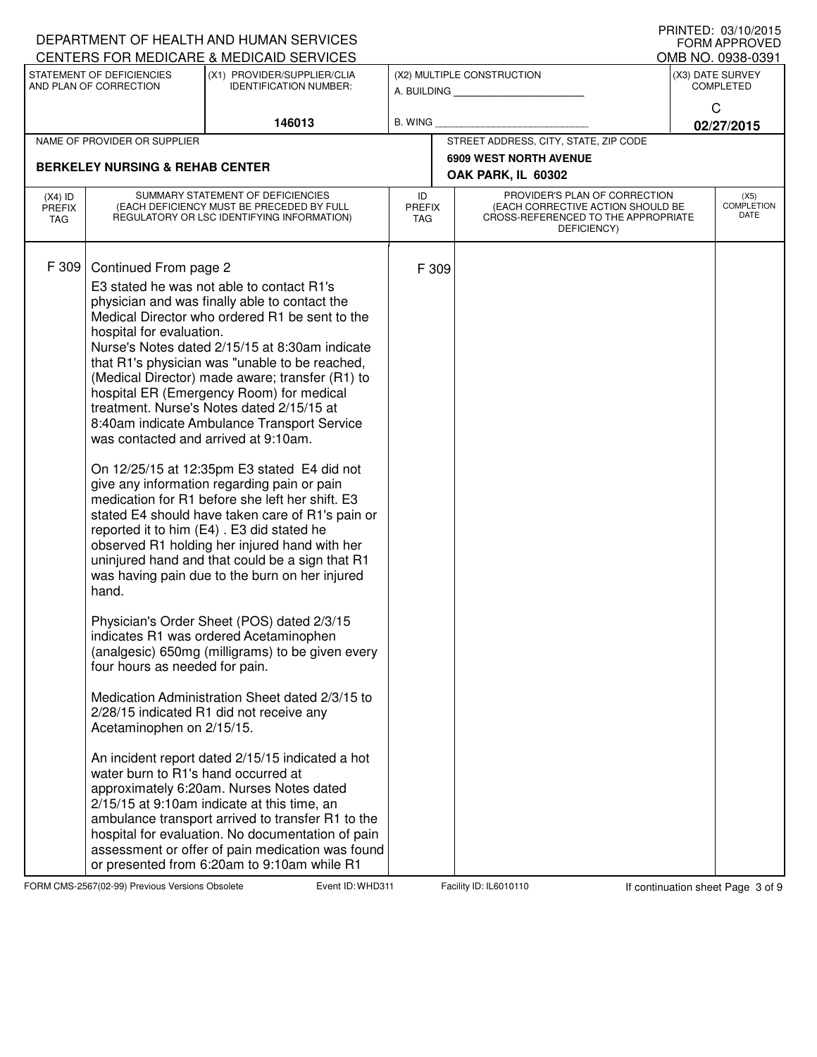DEPARTMENT OF HEALTH AND HUMAN SERVICES
CENTERS FOR MEDICARE & MEDICAID SERVICES

PRINTED: 03/10/2015
FORM APPROVED
OMB NO. 0938-0391

| STATEMENT OF DEFICIENCIES AND PLAN OF CORRECTION | (X1) PROVIDER/SUPPLIER/CLIA IDENTIFICATION NUMBER: | (X2) MULTIPLE CONSTRUCTION | (X3) DATE SURVEY COMPLETED |
|---|---|---|---|
| | 146013 | A. BUILDING ______ B. WING ______ | C 02/27/2015 |

| NAME OF PROVIDER OR SUPPLIER | STREET ADDRESS, CITY, STATE, ZIP CODE |
|---|---|
| BERKELEY NURSING & REHAB CENTER | 6909 WEST NORTH AVENUE OAK PARK, IL 60302 |

| (X4) ID PREFIX TAG | SUMMARY STATEMENT OF DEFICIENCIES (EACH DEFICIENCY MUST BE PRECEDED BY FULL REGULATORY OR LSC IDENTIFYING INFORMATION) | ID PREFIX TAG | PROVIDER'S PLAN OF CORRECTION (EACH CORRECTIVE ACTION SHOULD BE CROSS-REFERENCED TO THE APPROPRIATE DEFICIENCY) | (X5) COMPLETION DATE |
|---|---|---|---|---|
| F 309 | Continued From page 2 | F 309 | | |

E3 stated he was not able to contact R1's physician and was finally able to contact the Medical Director who ordered R1 be sent to the hospital for evaluation.
Nurse's Notes dated 2/15/15 at 8:30am indicate that R1's physician was "unable to be reached, (Medical Director) made aware; transfer (R1) to hospital ER (Emergency Room) for medical treatment. Nurse's Notes dated 2/15/15 at 8:40am indicate Ambulance Transport Service was contacted and arrived at 9:10am.

On 12/25/15 at 12:35pm E3 stated E4 did not give any information regarding pain or pain medication for R1 before she left her shift. E3 stated E4 should have taken care of R1's pain or reported it to him (E4) . E3 did stated he observed R1 holding her injured hand with her uninjured hand and that could be a sign that R1 was having pain due to the burn on her injured hand.

Physician's Order Sheet (POS) dated 2/3/15 indicates R1 was ordered Acetaminophen (analgesic) 650mg (milligrams) to be given every four hours as needed for pain.

Medication Administration Sheet dated 2/3/15 to 2/28/15 indicated R1 did not receive any Acetaminophen on 2/15/15.

An incident report dated 2/15/15 indicated a hot water burn to R1's hand occurred at approximately 6:20am. Nurses Notes dated 2/15/15 at 9:10am indicate at this time, an ambulance transport arrived to transfer R1 to the hospital for evaluation. No documentation of pain assessment or offer of pain medication was found or presented from 6:20am to 9:10am while R1

FORM CMS-2567(02-99) Previous Versions Obsolete Event ID: WHD311 Facility ID: IL6010110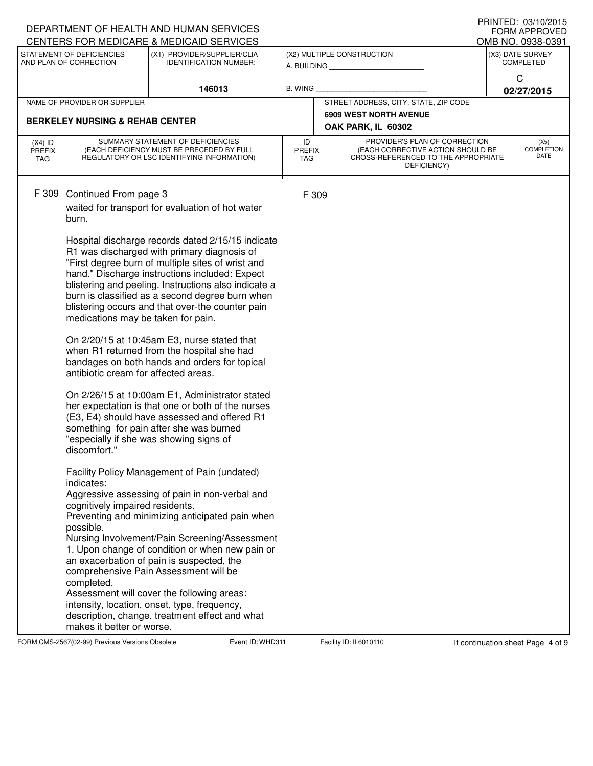DEPARTMENT OF HEALTH AND HUMAN SERVICES
CENTERS FOR MEDICARE & MEDICAID SERVICES

PRINTED: 03/10/2015
FORM APPROVED
OMB NO. 0938-0391

| STATEMENT OF DEFICIENCIES AND PLAN OF CORRECTION | (X1) PROVIDER/SUPPLIER/CLIA IDENTIFICATION NUMBER: | (X2) MULTIPLE CONSTRUCTION | (X3) DATE SURVEY COMPLETED |
|---|---|---|---|
| | 146013 | A. BUILDING ______ B. WING ______ | C 02/27/2015 |

| NAME OF PROVIDER OR SUPPLIER | STREET ADDRESS, CITY, STATE, ZIP CODE |
|---|---|
| BERKELEY NURSING & REHAB CENTER | 6909 WEST NORTH AVENUE OAK PARK, IL 60302 |

| (X4) ID PREFIX TAG | SUMMARY STATEMENT OF DEFICIENCIES (EACH DEFICIENCY MUST BE PRECEDED BY FULL REGULATORY OR LSC IDENTIFYING INFORMATION) | ID PREFIX TAG | PROVIDER'S PLAN OF CORRECTION (EACH CORRECTIVE ACTION SHOULD BE CROSS-REFERENCED TO THE APPROPRIATE DEFICIENCY) | (X5) COMPLETION DATE |
|---|---|---|---|---|
| F 309 | Continued From page 3 | F 309 | | |

waited for transport for evaluation of hot water burn.

Hospital discharge records dated 2/15/15 indicate R1 was discharged with primary diagnosis of "First degree burn of multiple sites of wrist and hand." Discharge instructions included: Expect blistering and peeling. Instructions also indicate a burn is classified as a second degree burn when blistering occurs and that over-the counter pain medications may be taken for pain.

On 2/20/15 at 10:45am E3, nurse stated that when R1 returned from the hospital she had bandages on both hands and orders for topical antibiotic cream for affected areas.

On 2/26/15 at 10:00am E1, Administrator stated her expectation is that one or both of the nurses (E3, E4) should have assessed and offered R1 something for pain after she was burned "especially if she was showing signs of discomfort."

Facility Policy Management of Pain (undated) indicates:
Aggressive assessing of pain in non-verbal and cognitively impaired residents.
Preventing and minimizing anticipated pain when possible.
Nursing Involvement/Pain Screening/Assessment
1. Upon change of condition or when new pain or an exacerbation of pain is suspected, the comprehensive Pain Assessment will be completed.
Assessment will cover the following areas: intensity, location, onset, type, frequency, description, change, treatment effect and what makes it better or worse.

FORM CMS-2567(02-99) Previous Versions Obsolete — Event ID: WHD311 — Facility ID: IL6010110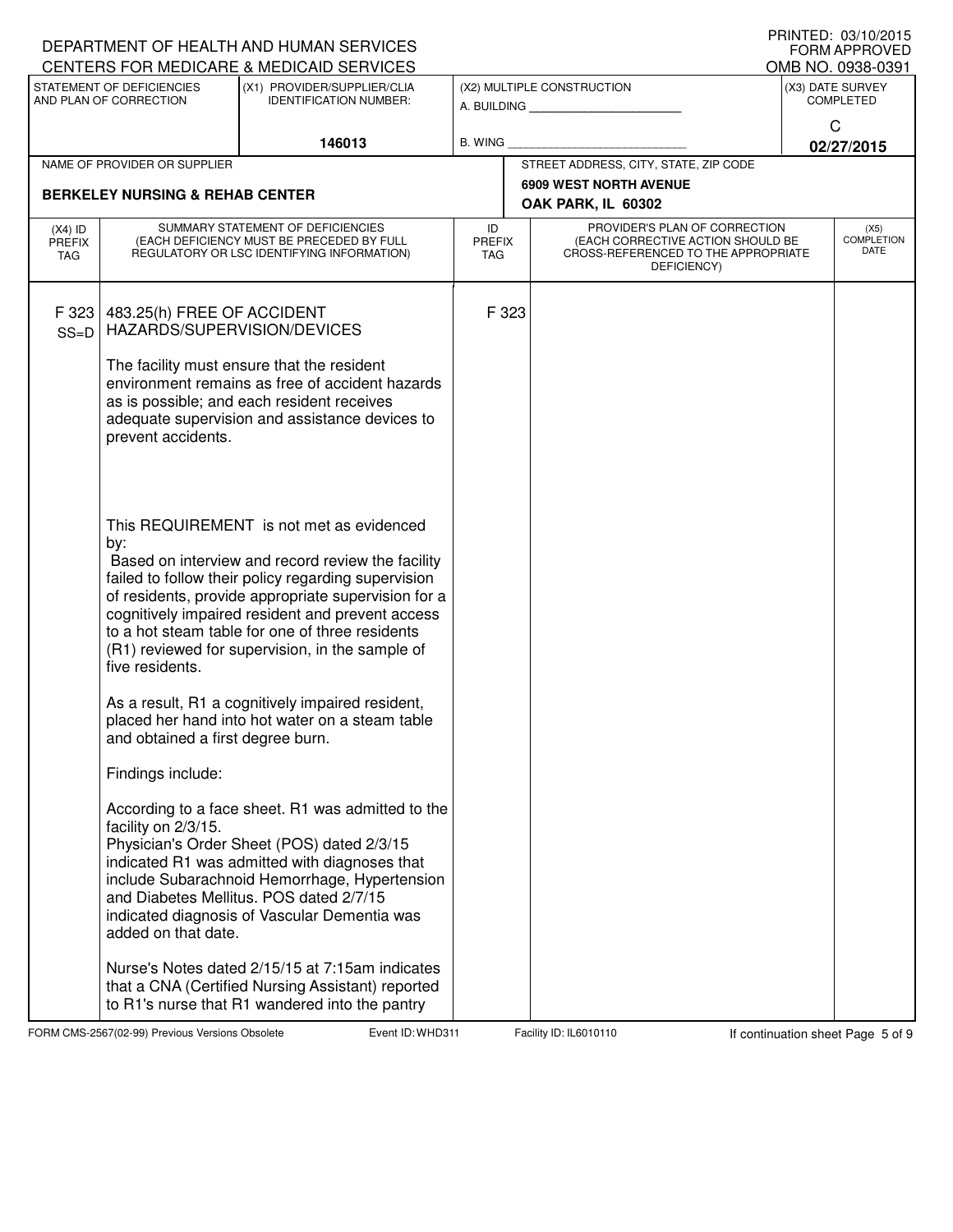DEPARTMENT OF HEALTH AND HUMAN SERVICES
CENTERS FOR MEDICARE & MEDICAID SERVICES

PRINTED: 03/10/2015
FORM APPROVED
OMB NO. 0938-0391

| STATEMENT OF DEFICIENCIES AND PLAN OF CORRECTION | (X1) PROVIDER/SUPPLIER/CLIA IDENTIFICATION NUMBER: | (X2) MULTIPLE CONSTRUCTION | (X3) DATE SURVEY COMPLETED |
|---|---|---|---|
| | 146013 | A. BUILDING ______ B. WING ______ | C 02/27/2015 |

| NAME OF PROVIDER OR SUPPLIER | STREET ADDRESS, CITY, STATE, ZIP CODE |
|---|---|
| BERKELEY NURSING & REHAB CENTER | 6909 WEST NORTH AVENUE OAK PARK, IL 60302 |

| (X4) ID PREFIX TAG | SUMMARY STATEMENT OF DEFICIENCIES (EACH DEFICIENCY MUST BE PRECEDED BY FULL REGULATORY OR LSC IDENTIFYING INFORMATION) | ID PREFIX TAG | PROVIDER'S PLAN OF CORRECTION (EACH CORRECTIVE ACTION SHOULD BE CROSS-REFERENCED TO THE APPROPRIATE DEFICIENCY) | (X5) COMPLETION DATE |
|---|---|---|---|---|
| F 323 SS=D | 483.25(h) FREE OF ACCIDENT HAZARDS/SUPERVISION/DEVICES<br><br>The facility must ensure that the resident environment remains as free of accident hazards as is possible; and each resident receives adequate supervision and assistance devices to prevent accidents.<br><br>This REQUIREMENT is not met as evidenced by:<br>Based on interview and record review the facility failed to follow their policy regarding supervision of residents, provide appropriate supervision for a cognitively impaired resident and prevent access to a hot steam table for one of three residents (R1) reviewed for supervision, in the sample of five residents.<br><br>As a result, R1 a cognitively impaired resident, placed her hand into hot water on a steam table and obtained a first degree burn.<br><br>Findings include:<br><br>According to a face sheet. R1 was admitted to the facility on 2/3/15.<br>Physician's Order Sheet (POS) dated 2/3/15 indicated R1 was admitted with diagnoses that include Subarachnoid Hemorrhage, Hypertension and Diabetes Mellitus. POS dated 2/7/15 indicated diagnosis of Vascular Dementia was added on that date.<br><br>Nurse's Notes dated 2/15/15 at 7:15am indicates that a CNA (Certified Nursing Assistant) reported to R1's nurse that R1 wandered into the pantry | F 323 | | |

FORM CMS-2567(02-99) Previous Versions Obsolete Event ID: WHD311 Facility ID: IL6010110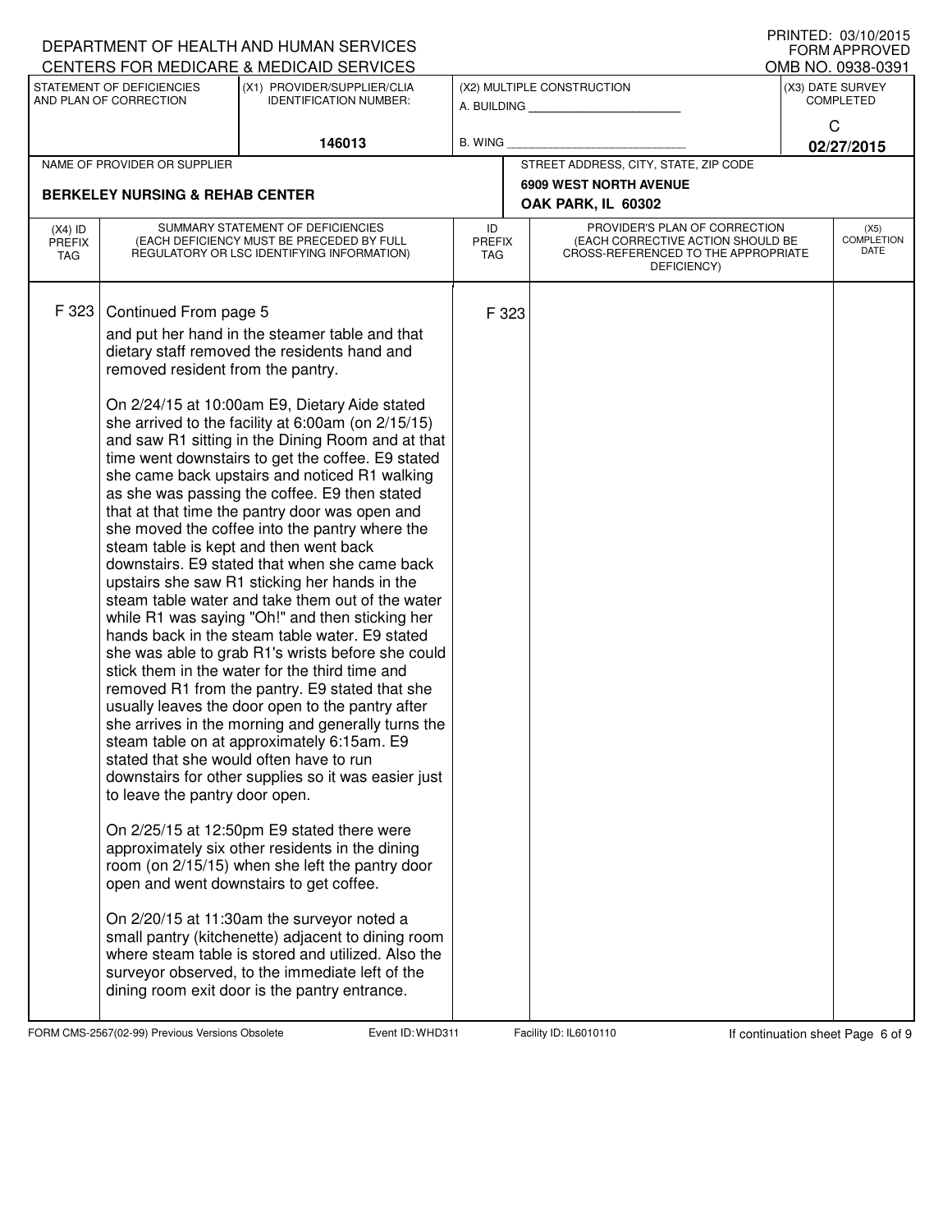DEPARTMENT OF HEALTH AND HUMAN SERVICES
CENTERS FOR MEDICARE & MEDICAID SERVICES

PRINTED: 03/10/2015
FORM APPROVED
OMB NO. 0938-0391

| STATEMENT OF DEFICIENCIES AND PLAN OF CORRECTION | (X1) PROVIDER/SUPPLIER/CLIA IDENTIFICATION NUMBER: | (X2) MULTIPLE CONSTRUCTION | (X3) DATE SURVEY COMPLETED |
|---|---|---|---|
| | 146013 | A. BUILDING ______ B. WING ______ | C 02/27/2015 |

| NAME OF PROVIDER OR SUPPLIER | STREET ADDRESS, CITY, STATE, ZIP CODE |
|---|---|
| BERKELEY NURSING & REHAB CENTER | 6909 WEST NORTH AVENUE OAK PARK, IL 60302 |

| (X4) ID PREFIX TAG | SUMMARY STATEMENT OF DEFICIENCIES (EACH DEFICIENCY MUST BE PRECEDED BY FULL REGULATORY OR LSC IDENTIFYING INFORMATION) | ID PREFIX TAG | PROVIDER'S PLAN OF CORRECTION (EACH CORRECTIVE ACTION SHOULD BE CROSS-REFERENCED TO THE APPROPRIATE DEFICIENCY) | (X5) COMPLETION DATE |
|---|---|---|---|---|
| F 323 | Continued From page 5<br>and put her hand in the steamer table and that dietary staff removed the residents hand and removed resident from the pantry.<br><br>On 2/24/15 at 10:00am E9, Dietary Aide stated she arrived to the facility at 6:00am (on 2/15/15) and saw R1 sitting in the Dining Room and at that time went downstairs to get the coffee. E9 stated she came back upstairs and noticed R1 walking as she was passing the coffee. E9 then stated that at that time the pantry door was open and she moved the coffee into the pantry where the steam table is kept and then went back downstairs. E9 stated that when she came back upstairs she saw R1 sticking her hands in the steam table water and take them out of the water while R1 was saying "Oh!" and then sticking her hands back in the steam table water. E9 stated she was able to grab R1's wrists before she could stick them in the water for the third time and removed R1 from the pantry. E9 stated that she usually leaves the door open to the pantry after she arrives in the morning and generally turns the steam table on at approximately 6:15am. E9 stated that she would often have to run downstairs for other supplies so it was easier just to leave the pantry door open.<br><br>On 2/25/15 at 12:50pm E9 stated there were approximately six other residents in the dining room (on 2/15/15) when she left the pantry door open and went downstairs to get coffee.<br><br>On 2/20/15 at 11:30am the surveyor noted a small pantry (kitchenette) adjacent to dining room where steam table is stored and utilized. Also the surveyor observed, to the immediate left of the dining room exit door is the pantry entrance. | F 323 | | |

FORM CMS-2567(02-99) Previous Versions Obsolete    Event ID: WHD311    Facility ID: IL6010110    If continuation sheet Page 6 of 9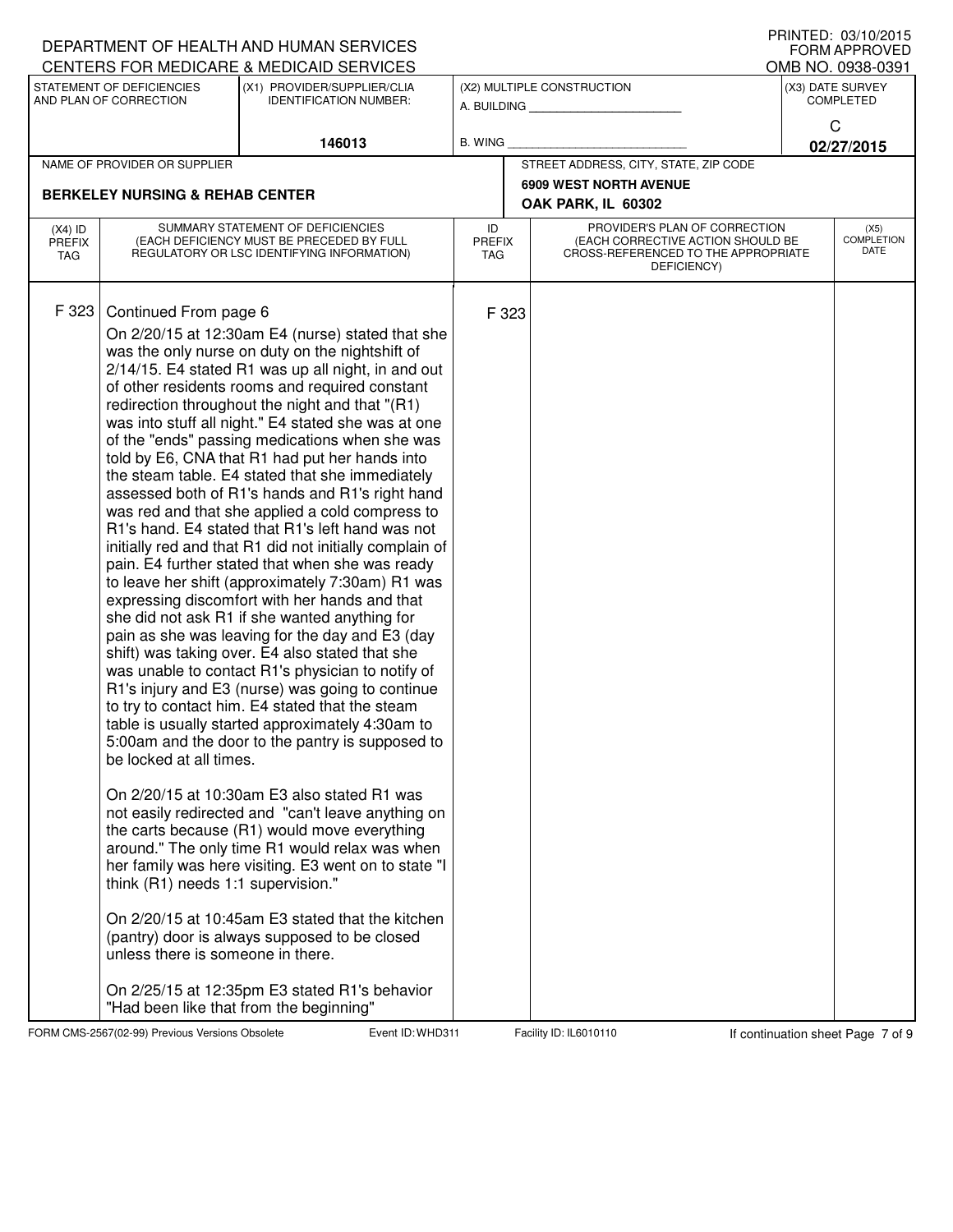DEPARTMENT OF HEALTH AND HUMAN SERVICES
CENTERS FOR MEDICARE & MEDICAID SERVICES

PRINTED: 03/10/2015
FORM APPROVED
OMB NO. 0938-0391

| STATEMENT OF DEFICIENCIES AND PLAN OF CORRECTION | (X1) PROVIDER/SUPPLIER/CLIA IDENTIFICATION NUMBER: | (X2) MULTIPLE CONSTRUCTION | (X3) DATE SURVEY COMPLETED |
|---|---|---|---|
| | 146013 | A. BUILDING ______ B. WING ______ | C 02/27/2015 |

| NAME OF PROVIDER OR SUPPLIER | STREET ADDRESS, CITY, STATE, ZIP CODE |
|---|---|
| BERKELEY NURSING & REHAB CENTER | 6909 WEST NORTH AVENUE OAK PARK, IL 60302 |

| (X4) ID PREFIX TAG | SUMMARY STATEMENT OF DEFICIENCIES (EACH DEFICIENCY MUST BE PRECEDED BY FULL REGULATORY OR LSC IDENTIFYING INFORMATION) | ID PREFIX TAG | PROVIDER'S PLAN OF CORRECTION (EACH CORRECTIVE ACTION SHOULD BE CROSS-REFERENCED TO THE APPROPRIATE DEFICIENCY) | (X5) COMPLETION DATE |
|---|---|---|---|---|
| F 323 | Continued From page 6 | F 323 | | |

On 2/20/15 at 12:30am E4 (nurse) stated that she was the only nurse on duty on the nightshift of 2/14/15. E4 stated R1 was up all night, in and out of other residents rooms and required constant redirection throughout the night and that "(R1) was into stuff all night." E4 stated she was at one of the "ends" passing medications when she was told by E6, CNA that R1 had put her hands into the steam table. E4 stated that she immediately assessed both of R1's hands and R1's right hand was red and that she applied a cold compress to R1's hand. E4 stated that R1's left hand was not initially red and that R1 did not initially complain of pain. E4 further stated that when she was ready to leave her shift (approximately 7:30am) R1 was expressing discomfort with her hands and that she did not ask R1 if she wanted anything for pain as she was leaving for the day and E3 (day shift) was taking over. E4 also stated that she was unable to contact R1's physician to notify of R1's injury and E3 (nurse) was going to continue to try to contact him. E4 stated that the steam table is usually started approximately 4:30am to 5:00am and the door to the pantry is supposed to be locked at all times.

On 2/20/15 at 10:30am E3 also stated R1 was not easily redirected and "can't leave anything on the carts because (R1) would move everything around." The only time R1 would relax was when her family was here visiting. E3 went on to state "I think (R1) needs 1:1 supervision."

On 2/20/15 at 10:45am E3 stated that the kitchen (pantry) door is always supposed to be closed unless there is someone in there.

On 2/25/15 at 12:35pm E3 stated R1's behavior "Had been like that from the beginning"

FORM CMS-2567(02-99) Previous Versions Obsolete Event ID: WHD311 Facility ID: IL6010110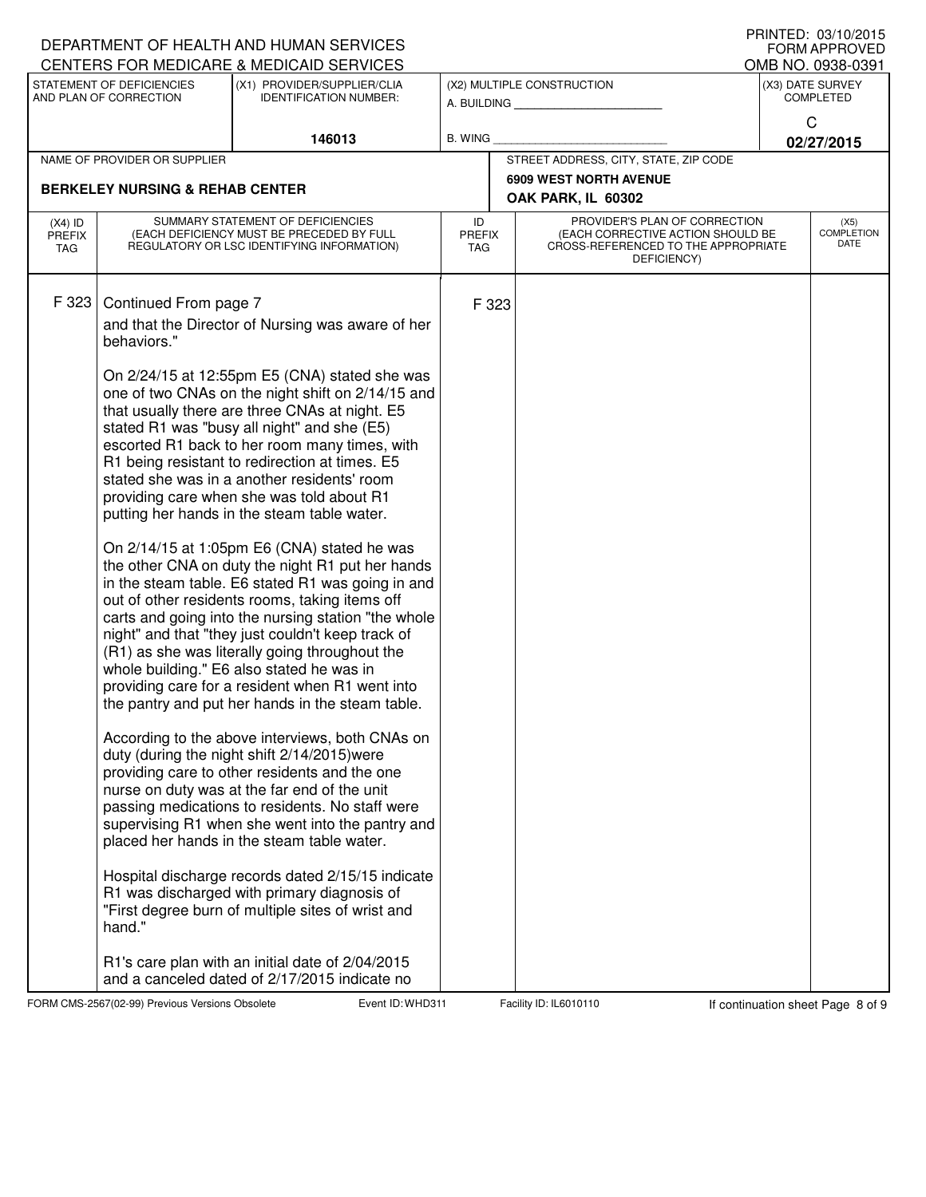DEPARTMENT OF HEALTH AND HUMAN SERVICES
CENTERS FOR MEDICARE & MEDICAID SERVICES

PRINTED: 03/10/2015
FORM APPROVED
OMB NO. 0938-0391

| STATEMENT OF DEFICIENCIES AND PLAN OF CORRECTION | (X1) PROVIDER/SUPPLIER/CLIA IDENTIFICATION NUMBER: | (X2) MULTIPLE CONSTRUCTION | (X3) DATE SURVEY COMPLETED |
|---|---|---|---|
| | 146013 | A. BUILDING ______ B. WING ______ | C 02/27/2015 |

| NAME OF PROVIDER OR SUPPLIER | STREET ADDRESS, CITY, STATE, ZIP CODE |
|---|---|
| BERKELEY NURSING & REHAB CENTER | 6909 WEST NORTH AVENUE OAK PARK, IL 60302 |

| (X4) ID PREFIX TAG | SUMMARY STATEMENT OF DEFICIENCIES (EACH DEFICIENCY MUST BE PRECEDED BY FULL REGULATORY OR LSC IDENTIFYING INFORMATION) | ID PREFIX TAG | PROVIDER'S PLAN OF CORRECTION (EACH CORRECTIVE ACTION SHOULD BE CROSS-REFERENCED TO THE APPROPRIATE DEFICIENCY) | (X5) COMPLETION DATE |
|---|---|---|---|---|
| F 323 | Continued From page 7 | F 323 | | |

and that the Director of Nursing was aware of her behaviors."

On 2/24/15 at 12:55pm E5 (CNA) stated she was one of two CNAs on the night shift on 2/14/15 and that usually there are three CNAs at night. E5 stated R1 was "busy all night" and she (E5) escorted R1 back to her room many times, with R1 being resistant to redirection at times. E5 stated she was in a another residents' room providing care when she was told about R1 putting her hands in the steam table water.

On 2/14/15 at 1:05pm E6 (CNA) stated he was the other CNA on duty the night R1 put her hands in the steam table. E6 stated R1 was going in and out of other residents rooms, taking items off carts and going into the nursing station "the whole night" and that "they just couldn't keep track of (R1) as she was literally going throughout the whole building." E6 also stated he was in providing care for a resident when R1 went into the pantry and put her hands in the steam table.

According to the above interviews, both CNAs on duty (during the night shift 2/14/2015)were providing care to other residents and the one nurse on duty was at the far end of the unit passing medications to residents. No staff were supervising R1 when she went into the pantry and placed her hands in the steam table water.

Hospital discharge records dated 2/15/15 indicate R1 was discharged with primary diagnosis of "First degree burn of multiple sites of wrist and hand."

R1's care plan with an initial date of 2/04/2015 and a canceled dated of 2/17/2015 indicate no

FORM CMS-2567(02-99) Previous Versions Obsolete Event ID: WHD311 Facility ID: IL6010110 If continuation sheet Page 8 of 9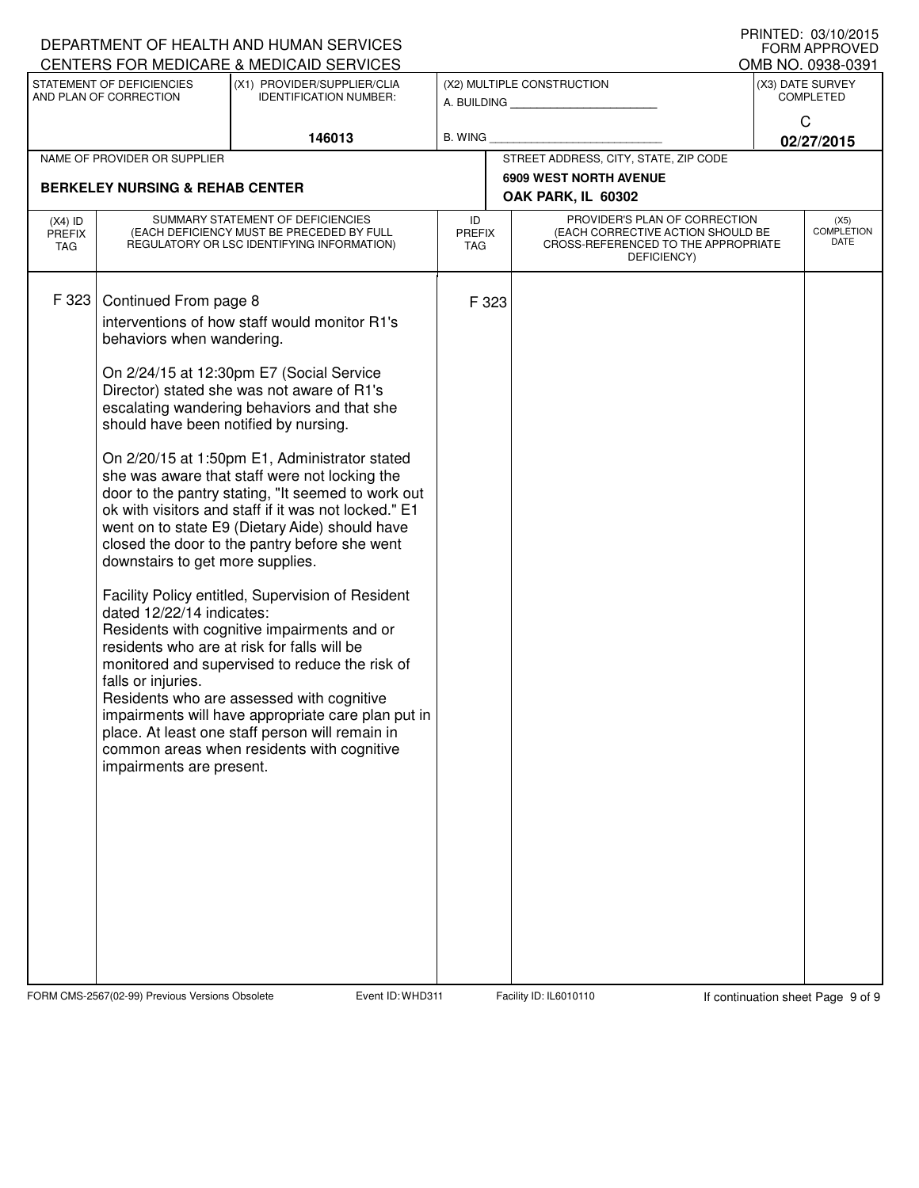DEPARTMENT OF HEALTH AND HUMAN SERVICES
CENTERS FOR MEDICARE & MEDICAID SERVICES

PRINTED: 03/10/2015
FORM APPROVED
OMB NO. 0938-0391

| STATEMENT OF DEFICIENCIES AND PLAN OF CORRECTION | (X1) PROVIDER/SUPPLIER/CLIA IDENTIFICATION NUMBER: | (X2) MULTIPLE CONSTRUCTION | (X3) DATE SURVEY COMPLETED |
|---|---|---|---|
| | 146013 | A. BUILDING ______ B. WING ______ | C 02/27/2015 |

| NAME OF PROVIDER OR SUPPLIER | STREET ADDRESS, CITY, STATE, ZIP CODE |
|---|---|
| BERKELEY NURSING & REHAB CENTER | 6909 WEST NORTH AVENUE OAK PARK, IL 60302 |

| (X4) ID PREFIX TAG | SUMMARY STATEMENT OF DEFICIENCIES (EACH DEFICIENCY MUST BE PRECEDED BY FULL REGULATORY OR LSC IDENTIFYING INFORMATION) | ID PREFIX TAG | PROVIDER'S PLAN OF CORRECTION (EACH CORRECTIVE ACTION SHOULD BE CROSS-REFERENCED TO THE APPROPRIATE DEFICIENCY) | (X5) COMPLETION DATE |
|---|---|---|---|---|
| F 323 | Continued From page 8 | F 323 | | |

interventions of how staff would monitor R1's behaviors when wandering.

On 2/24/15 at 12:30pm E7 (Social Service Director) stated she was not aware of R1's escalating wandering behaviors and that she should have been notified by nursing.

On 2/20/15 at 1:50pm E1, Administrator stated she was aware that staff were not locking the door to the pantry stating, "It seemed to work out ok with visitors and staff if it was not locked." E1 went on to state E9 (Dietary Aide) should have closed the door to the pantry before she went downstairs to get more supplies.

Facility Policy entitled, Supervision of Resident dated 12/22/14 indicates:
Residents with cognitive impairments and or residents who are at risk for falls will be monitored and supervised to reduce the risk of falls or injuries.
Residents who are assessed with cognitive impairments will have appropriate care plan put in place. At least one staff person will remain in common areas when residents with cognitive impairments are present.

FORM CMS-2567(02-99) Previous Versions Obsolete Event ID: WHD311 Facility ID: IL6010110